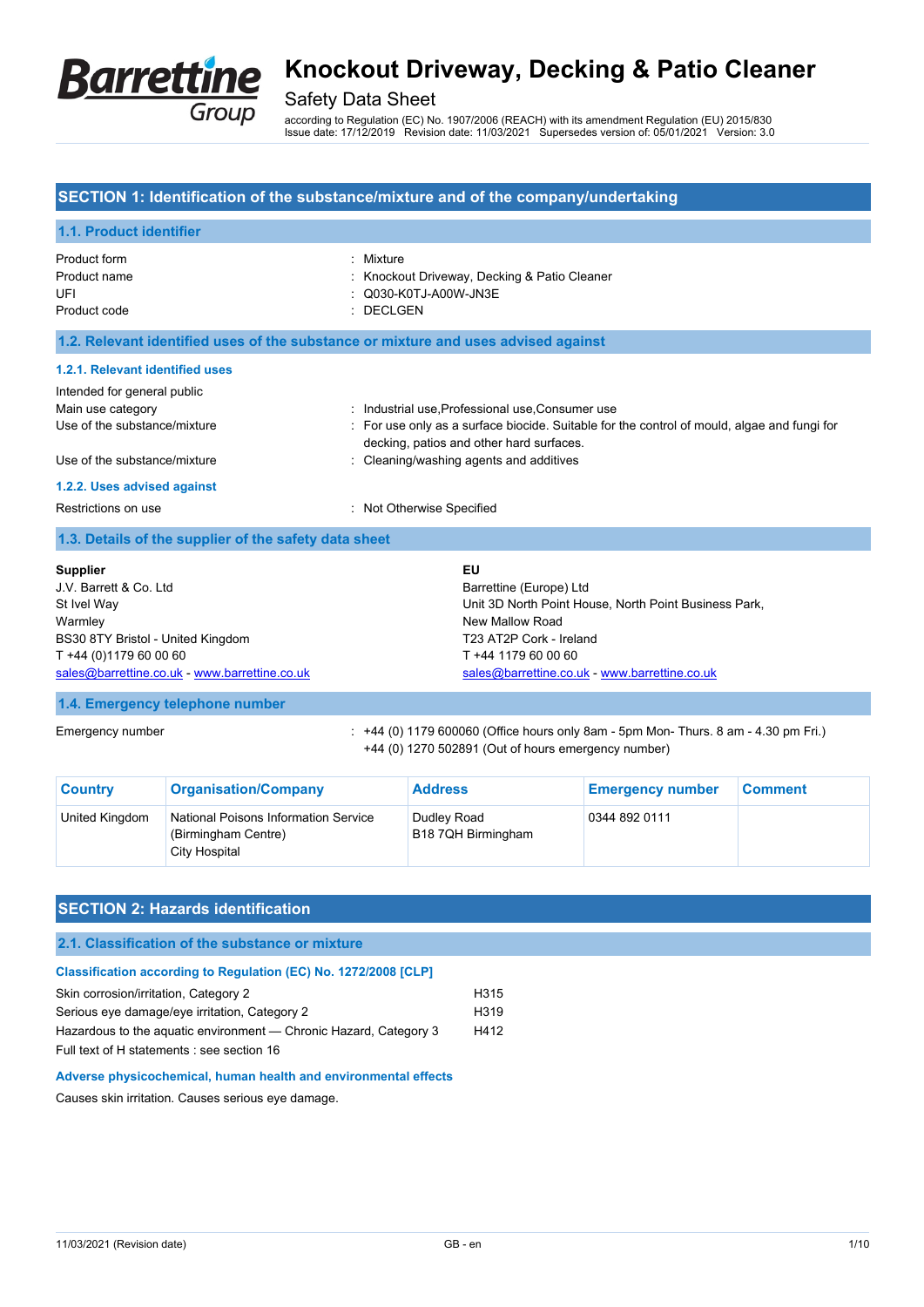# Knockout Driveway, Decking & Patio Cleaner

Safety Data Sheet

according to Regulation (EC) No. 1907/2006 (REACH) with its amendment Regulation (EU) 2015/830
Issue date: 17/12/2019 Revision date: 11/03/2021 Supersedes version of: 05/01/2021 Version: 3.0

## SECTION 1: Identification of the substance/mixture and of the company/undertaking

### 1.1. Product identifier

| | |
|---|---|
| Product form | : Mixture |
| Product name | : Knockout Driveway, Decking & Patio Cleaner |
| UFI | : Q030-K0TJ-A00W-JN3E |
| Product code | : DECLGEN |

### 1.2. Relevant identified uses of the substance or mixture and uses advised against

#### 1.2.1. Relevant identified uses

Intended for general public

| | |
|---|---|
| Main use category | : Industrial use,Professional use,Consumer use |
| Use of the substance/mixture | : For use only as a surface biocide. Suitable for the control of mould, algae and fungi for decking, patios and other hard surfaces. |
| Use of the substance/mixture | : Cleaning/washing agents and additives |

#### 1.2.2. Uses advised against

| | |
|---|---|
| Restrictions on use | : Not Otherwise Specified |

### 1.3. Details of the supplier of the safety data sheet

**Supplier**
J.V. Barrett & Co. Ltd
St Ivel Way
Warmley
BS30 8TY Bristol - United Kingdom
T +44 (0)1179 60 00 60
sales@barrettine.co.uk - www.barrettine.co.uk

**EU**
Barrettine (Europe) Ltd
Unit 3D North Point House, North Point Business Park,
New Mallow Road
T23 AT2P Cork - Ireland
T +44 1179 60 00 60
sales@barrettine.co.uk - www.barrettine.co.uk

### 1.4. Emergency telephone number

| | |
|---|---|
| Emergency number | : +44 (0) 1179 600060 (Office hours only 8am - 5pm Mon- Thurs. 8 am - 4.30 pm Fri.) +44 (0) 1270 502891 (Out of hours emergency number) |

| Country | Organisation/Company | Address | Emergency number | Comment |
|---|---|---|---|---|
| United Kingdom | National Poisons Information Service (Birmingham Centre) City Hospital | Dudley Road B18 7QH Birmingham | 0344 892 0111 | |

## SECTION 2: Hazards identification

### 2.1. Classification of the substance or mixture

#### Classification according to Regulation (EC) No. 1272/2008 [CLP]

| | |
|---|---|
| Skin corrosion/irritation, Category 2 | H315 |
| Serious eye damage/eye irritation, Category 2 | H319 |
| Hazardous to the aquatic environment — Chronic Hazard, Category 3 | H412 |

Full text of H statements : see section 16

#### Adverse physicochemical, human health and environmental effects

Causes skin irritation. Causes serious eye damage.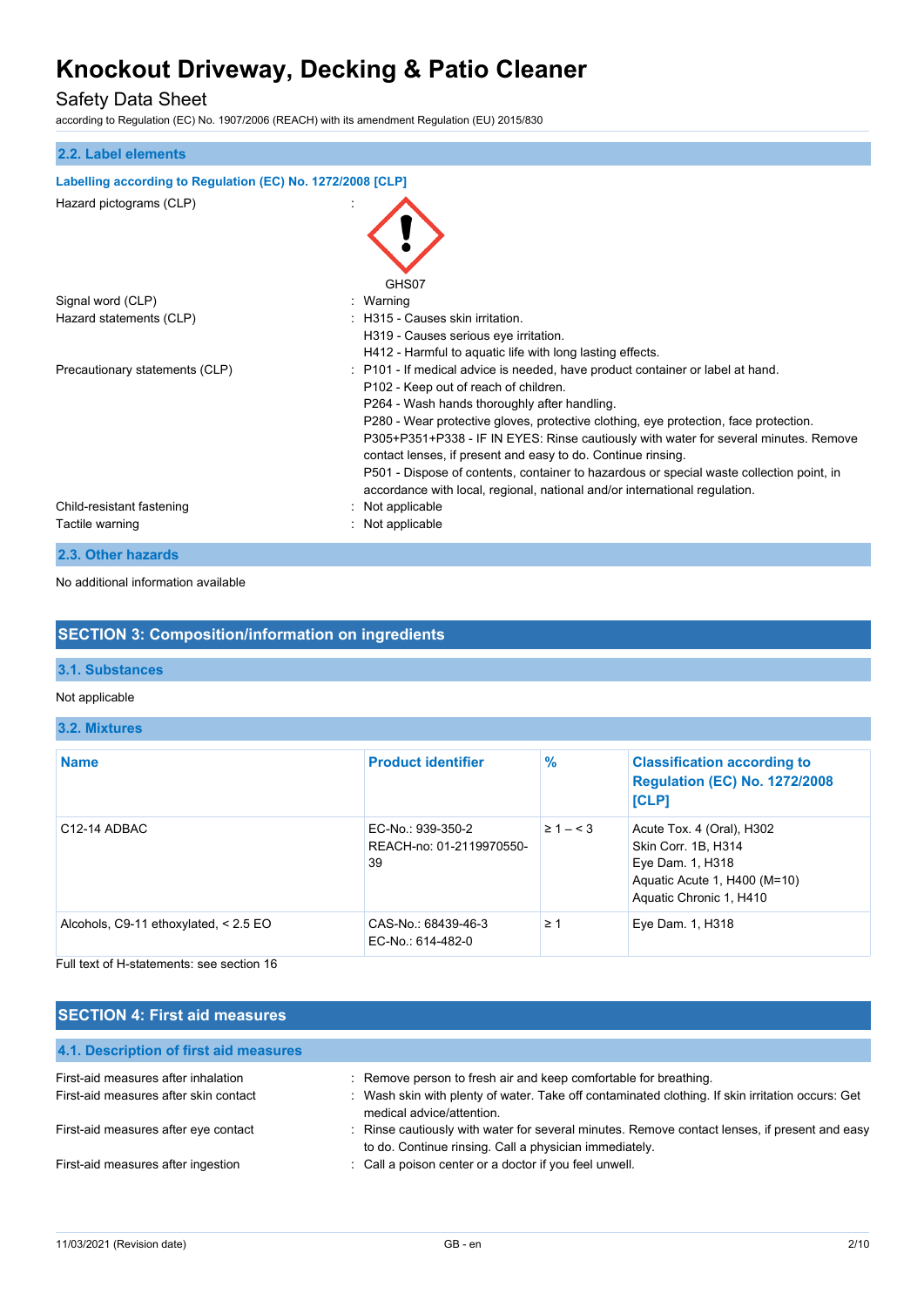### 2.2. Label elements

**Labelling according to Regulation (EC) No. 1272/2008 [CLP]**

Hazard pictograms (CLP) :

GHS07

Signal word (CLP) : Warning

Hazard statements (CLP) : H315 - Causes skin irritation.
H319 - Causes serious eye irritation.
H412 - Harmful to aquatic life with long lasting effects.

Precautionary statements (CLP) : P101 - If medical advice is needed, have product container or label at hand.
P102 - Keep out of reach of children.
P264 - Wash hands thoroughly after handling.
P280 - Wear protective gloves, protective clothing, eye protection, face protection.
P305+P351+P338 - IF IN EYES: Rinse cautiously with water for several minutes. Remove contact lenses, if present and easy to do. Continue rinsing.
P501 - Dispose of contents, container to hazardous or special waste collection point, in accordance with local, regional, national and/or international regulation.

Child-resistant fastening : Not applicable

Tactile warning : Not applicable

### 2.3. Other hazards

No additional information available

## SECTION 3: Composition/information on ingredients

### 3.1. Substances

Not applicable

### 3.2. Mixtures

| Name | Product identifier | % | Classification according to Regulation (EC) No. 1272/2008 [CLP] |
|---|---|---|---|
| C12-14 ADBAC | EC-No.: 939-350-2<br>REACH-no: 01-2119970550-39 | ≥ 1 – < 3 | Acute Tox. 4 (Oral), H302<br>Skin Corr. 1B, H314<br>Eye Dam. 1, H318<br>Aquatic Acute 1, H400 (M=10)<br>Aquatic Chronic 1, H410 |
| Alcohols, C9-11 ethoxylated, < 2.5 EO | CAS-No.: 68439-46-3<br>EC-No.: 614-482-0 | ≥ 1 | Eye Dam. 1, H318 |

Full text of H-statements: see section 16

## SECTION 4: First aid measures

### 4.1. Description of first aid measures

First-aid measures after inhalation : Remove person to fresh air and keep comfortable for breathing.

First-aid measures after skin contact : Wash skin with plenty of water. Take off contaminated clothing. If skin irritation occurs: Get medical advice/attention.

First-aid measures after eye contact : Rinse cautiously with water for several minutes. Remove contact lenses, if present and easy to do. Continue rinsing. Call a physician immediately.

First-aid measures after ingestion : Call a poison center or a doctor if you feel unwell.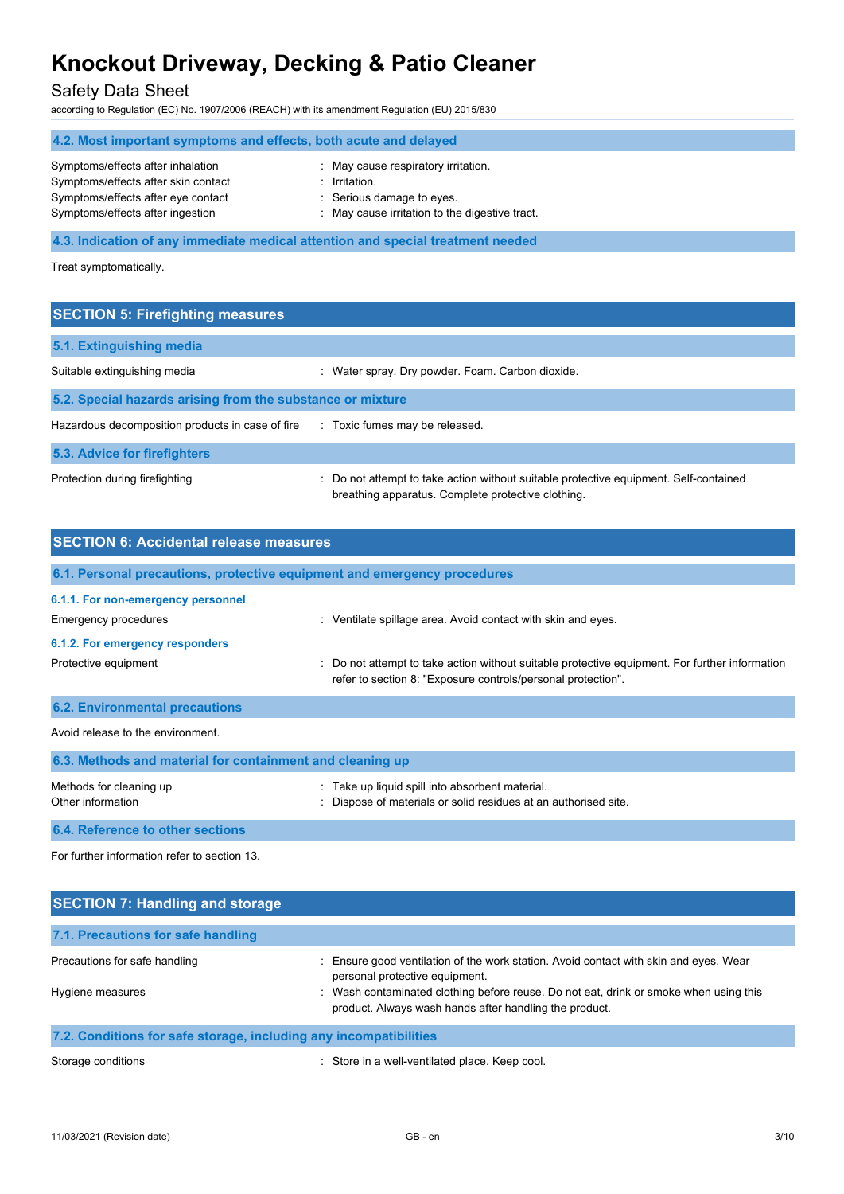### 4.2. Most important symptoms and effects, both acute and delayed

| | |
|---|---|
| Symptoms/effects after inhalation | : May cause respiratory irritation. |
| Symptoms/effects after skin contact | : Irritation. |
| Symptoms/effects after eye contact | : Serious damage to eyes. |
| Symptoms/effects after ingestion | : May cause irritation to the digestive tract. |

### 4.3. Indication of any immediate medical attention and special treatment needed

Treat symptomatically.

## SECTION 5: Firefighting measures

### 5.1. Extinguishing media

| | |
|---|---|
| Suitable extinguishing media | : Water spray. Dry powder. Foam. Carbon dioxide. |

### 5.2. Special hazards arising from the substance or mixture

| | |
|---|---|
| Hazardous decomposition products in case of fire | : Toxic fumes may be released. |

### 5.3. Advice for firefighters

| | |
|---|---|
| Protection during firefighting | : Do not attempt to take action without suitable protective equipment. Self-contained breathing apparatus. Complete protective clothing. |

## SECTION 6: Accidental release measures

### 6.1. Personal precautions, protective equipment and emergency procedures

#### 6.1.1. For non-emergency personnel

| | |
|---|---|
| Emergency procedures | : Ventilate spillage area. Avoid contact with skin and eyes. |

#### 6.1.2. For emergency responders

| | |
|---|---|
| Protective equipment | : Do not attempt to take action without suitable protective equipment. For further information refer to section 8: "Exposure controls/personal protection". |

### 6.2. Environmental precautions

Avoid release to the environment.

### 6.3. Methods and material for containment and cleaning up

| | |
|---|---|
| Methods for cleaning up | : Take up liquid spill into absorbent material. |
| Other information | : Dispose of materials or solid residues at an authorised site. |

### 6.4. Reference to other sections

For further information refer to section 13.

## SECTION 7: Handling and storage

### 7.1. Precautions for safe handling

| | |
|---|---|
| Precautions for safe handling | : Ensure good ventilation of the work station. Avoid contact with skin and eyes. Wear personal protective equipment. |
| Hygiene measures | : Wash contaminated clothing before reuse. Do not eat, drink or smoke when using this product. Always wash hands after handling the product. |

### 7.2. Conditions for safe storage, including any incompatibilities

| | |
|---|---|
| Storage conditions | : Store in a well-ventilated place. Keep cool. |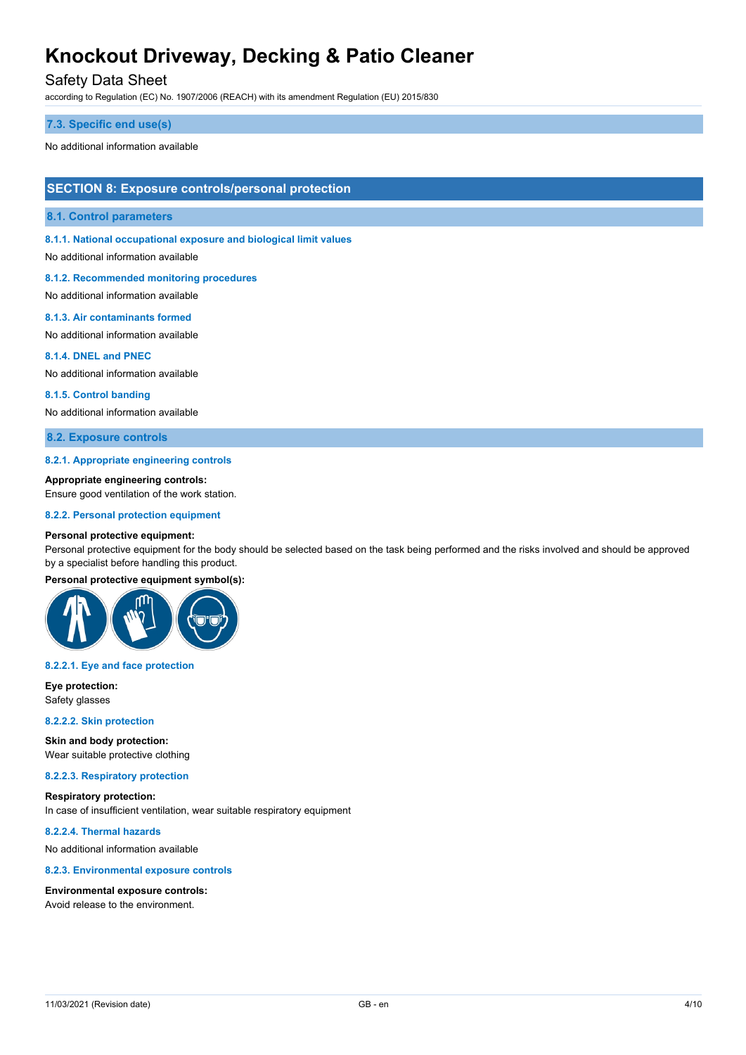### 7.3. Specific end use(s)

No additional information available

## SECTION 8: Exposure controls/personal protection

### 8.1. Control parameters

#### 8.1.1. National occupational exposure and biological limit values

No additional information available

#### 8.1.2. Recommended monitoring procedures

No additional information available

#### 8.1.3. Air contaminants formed

No additional information available

#### 8.1.4. DNEL and PNEC

No additional information available

#### 8.1.5. Control banding

No additional information available

### 8.2. Exposure controls

#### 8.2.1. Appropriate engineering controls

**Appropriate engineering controls:**
Ensure good ventilation of the work station.

#### 8.2.2. Personal protection equipment

**Personal protective equipment:**
Personal protective equipment for the body should be selected based on the task being performed and the risks involved and should be approved by a specialist before handling this product.

**Personal protective equipment symbol(s):**

##### 8.2.2.1. Eye and face protection

**Eye protection:**
Safety glasses

##### 8.2.2.2. Skin protection

**Skin and body protection:**
Wear suitable protective clothing

##### 8.2.2.3. Respiratory protection

**Respiratory protection:**
In case of insufficient ventilation, wear suitable respiratory equipment

##### 8.2.2.4. Thermal hazards

No additional information available

#### 8.2.3. Environmental exposure controls

**Environmental exposure controls:**
Avoid release to the environment.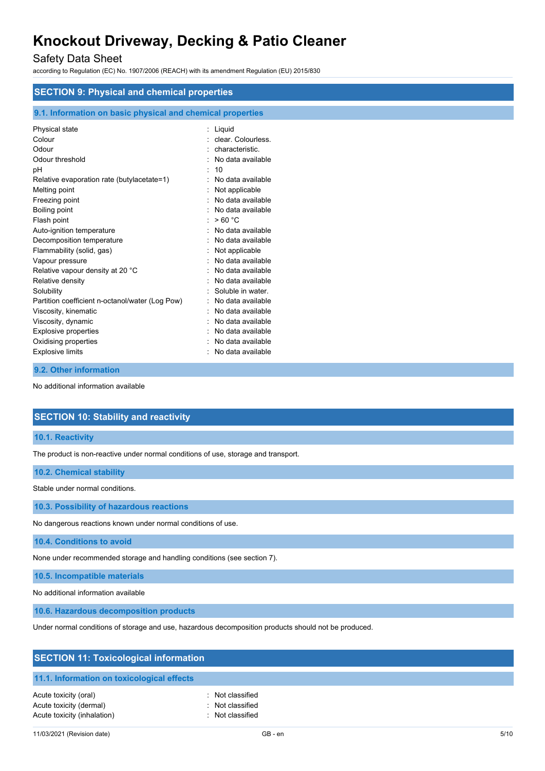# Knockout Driveway, Decking & Patio Cleaner

## Safety Data Sheet

according to Regulation (EC) No. 1907/2006 (REACH) with its amendment Regulation (EU) 2015/830

## SECTION 9: Physical and chemical properties

### 9.1. Information on basic physical and chemical properties

| | |
|---|---|
| Physical state | : Liquid |
| Colour | : clear. Colourless. |
| Odour | : characteristic. |
| Odour threshold | : No data available |
| pH | : 10 |
| Relative evaporation rate (butylacetate=1) | : No data available |
| Melting point | : Not applicable |
| Freezing point | : No data available |
| Boiling point | : No data available |
| Flash point | : > 60 °C |
| Auto-ignition temperature | : No data available |
| Decomposition temperature | : No data available |
| Flammability (solid, gas) | : Not applicable |
| Vapour pressure | : No data available |
| Relative vapour density at 20 °C | : No data available |
| Relative density | : No data available |
| Solubility | : Soluble in water. |
| Partition coefficient n-octanol/water (Log Pow) | : No data available |
| Viscosity, kinematic | : No data available |
| Viscosity, dynamic | : No data available |
| Explosive properties | : No data available |
| Oxidising properties | : No data available |
| Explosive limits | : No data available |

### 9.2. Other information

No additional information available

## SECTION 10: Stability and reactivity

### 10.1. Reactivity

The product is non-reactive under normal conditions of use, storage and transport.

### 10.2. Chemical stability

Stable under normal conditions.

### 10.3. Possibility of hazardous reactions

No dangerous reactions known under normal conditions of use.

### 10.4. Conditions to avoid

None under recommended storage and handling conditions (see section 7).

### 10.5. Incompatible materials

No additional information available

### 10.6. Hazardous decomposition products

Under normal conditions of storage and use, hazardous decomposition products should not be produced.

## SECTION 11: Toxicological information

### 11.1. Information on toxicological effects

| | |
|---|---|
| Acute toxicity (oral) | : Not classified |
| Acute toxicity (dermal) | : Not classified |
| Acute toxicity (inhalation) | : Not classified |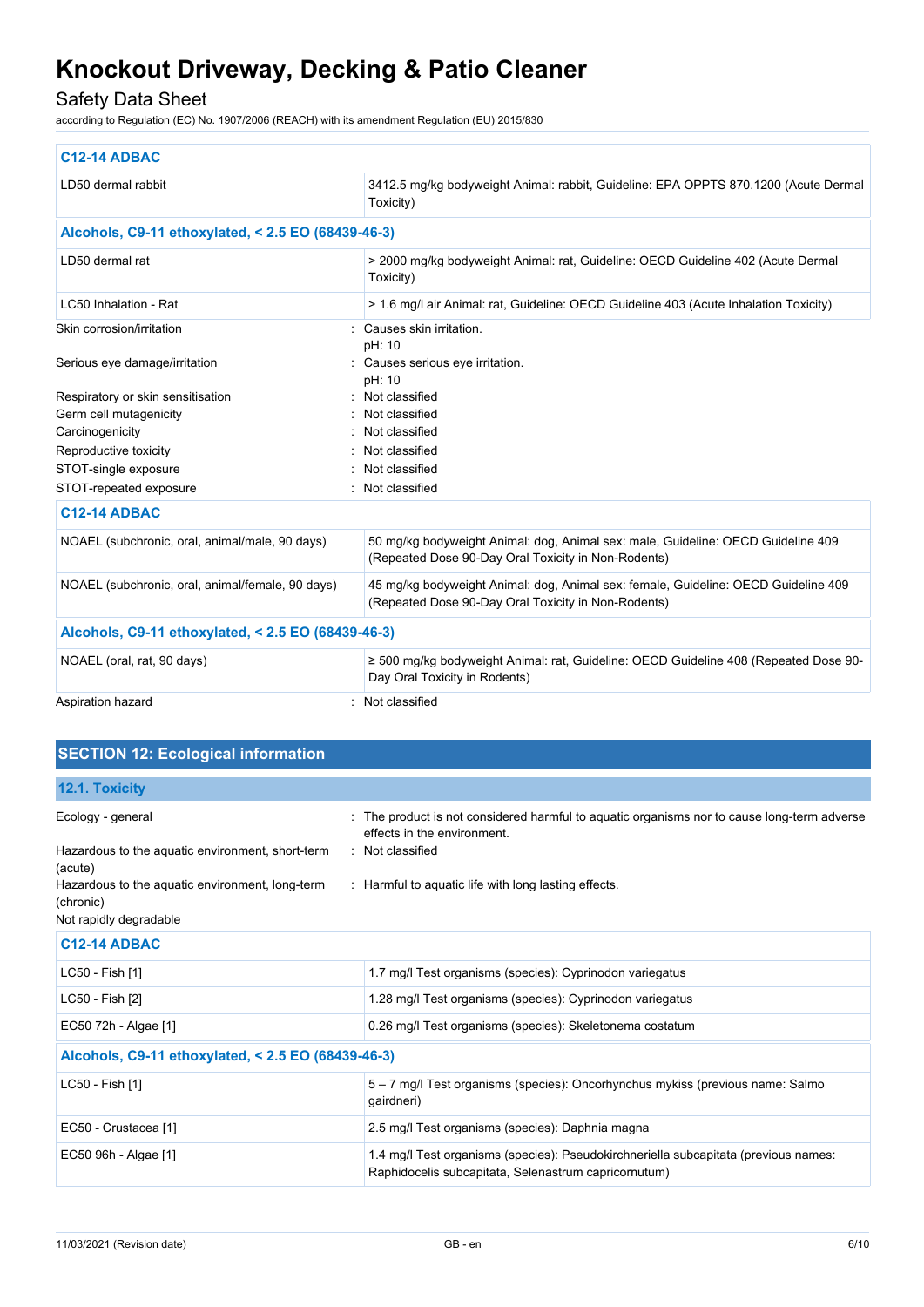| C12-14 ADBAC | |
|---|---|
| LD50 dermal rabbit | 3412.5 mg/kg bodyweight Animal: rabbit, Guideline: EPA OPPTS 870.1200 (Acute Dermal Toxicity) |

| Alcohols, C9-11 ethoxylated, < 2.5 EO (68439-46-3) | |
|---|---|
| LD50 dermal rat | > 2000 mg/kg bodyweight Animal: rat, Guideline: OECD Guideline 402 (Acute Dermal Toxicity) |
| LC50 Inhalation - Rat | > 1.6 mg/l air Animal: rat, Guideline: OECD Guideline 403 (Acute Inhalation Toxicity) |

Skin corrosion/irritation : Causes skin irritation.
pH: 10

Serious eye damage/irritation : Causes serious eye irritation.
pH: 10

Respiratory or skin sensitisation : Not classified

Germ cell mutagenicity : Not classified

Carcinogenicity : Not classified

Reproductive toxicity : Not classified

STOT-single exposure : Not classified

STOT-repeated exposure : Not classified

| C12-14 ADBAC | |
|---|---|
| NOAEL (subchronic, oral, animal/male, 90 days) | 50 mg/kg bodyweight Animal: dog, Animal sex: male, Guideline: OECD Guideline 409 (Repeated Dose 90-Day Oral Toxicity in Non-Rodents) |
| NOAEL (subchronic, oral, animal/female, 90 days) | 45 mg/kg bodyweight Animal: dog, Animal sex: female, Guideline: OECD Guideline 409 (Repeated Dose 90-Day Oral Toxicity in Non-Rodents) |

| Alcohols, C9-11 ethoxylated, < 2.5 EO (68439-46-3) | |
|---|---|
| NOAEL (oral, rat, 90 days) | ≥ 500 mg/kg bodyweight Animal: rat, Guideline: OECD Guideline 408 (Repeated Dose 90-Day Oral Toxicity in Rodents) |

Aspiration hazard : Not classified

## SECTION 12: Ecological information

### 12.1. Toxicity

Ecology - general : The product is not considered harmful to aquatic organisms nor to cause long-term adverse effects in the environment.

Hazardous to the aquatic environment, short-term (acute) : Not classified

Hazardous to the aquatic environment, long-term (chronic) : Harmful to aquatic life with long lasting effects.

Not rapidly degradable

| C12-14 ADBAC | |
|---|---|
| LC50 - Fish [1] | 1.7 mg/l Test organisms (species): Cyprinodon variegatus |
| LC50 - Fish [2] | 1.28 mg/l Test organisms (species): Cyprinodon variegatus |
| EC50 72h - Algae [1] | 0.26 mg/l Test organisms (species): Skeletonema costatum |

| Alcohols, C9-11 ethoxylated, < 2.5 EO (68439-46-3) | |
|---|---|
| LC50 - Fish [1] | 5 – 7 mg/l Test organisms (species): Oncorhynchus mykiss (previous name: Salmo gairdneri) |
| EC50 - Crustacea [1] | 2.5 mg/l Test organisms (species): Daphnia magna |
| EC50 96h - Algae [1] | 1.4 mg/l Test organisms (species): Pseudokirchneriella subcapitata (previous names: Raphidocelis subcapitata, Selenastrum capricornutum) |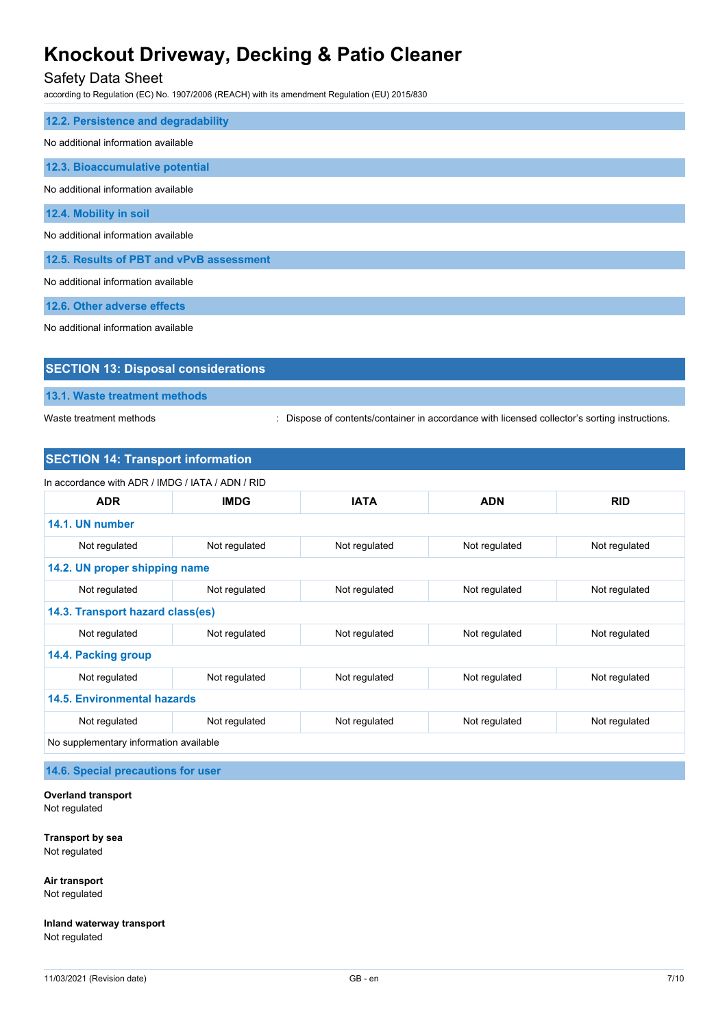### 12.2. Persistence and degradability

No additional information available

### 12.3. Bioaccumulative potential

No additional information available

### 12.4. Mobility in soil

No additional information available

### 12.5. Results of PBT and vPvB assessment

No additional information available

### 12.6. Other adverse effects

No additional information available

## SECTION 13: Disposal considerations

### 13.1. Waste treatment methods

Waste treatment methods : Dispose of contents/container in accordance with licensed collector's sorting instructions.

## SECTION 14: Transport information

In accordance with ADR / IMDG / IATA / ADN / RID

| ADR | IMDG | IATA | ADN | RID |
|---|---|---|---|---|
| **14.1. UN number** | | | | |
| Not regulated | Not regulated | Not regulated | Not regulated | Not regulated |
| **14.2. UN proper shipping name** | | | | |
| Not regulated | Not regulated | Not regulated | Not regulated | Not regulated |
| **14.3. Transport hazard class(es)** | | | | |
| Not regulated | Not regulated | Not regulated | Not regulated | Not regulated |
| **14.4. Packing group** | | | | |
| Not regulated | Not regulated | Not regulated | Not regulated | Not regulated |
| **14.5. Environmental hazards** | | | | |
| Not regulated | Not regulated | Not regulated | Not regulated | Not regulated |
| No supplementary information available | | | | |

### 14.6. Special precautions for user

**Overland transport**
Not regulated

**Transport by sea**
Not regulated

**Air transport**
Not regulated

**Inland waterway transport**
Not regulated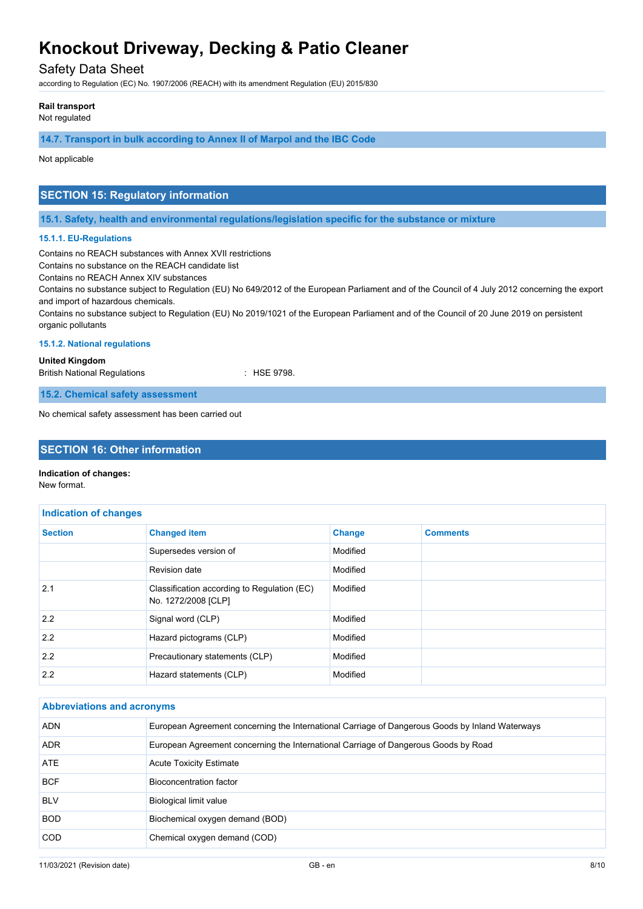**Rail transport**
Not regulated

### 14.7. Transport in bulk according to Annex II of Marpol and the IBC Code

Not applicable

## SECTION 15: Regulatory information

### 15.1. Safety, health and environmental regulations/legislation specific for the substance or mixture

#### 15.1.1. EU-Regulations

Contains no REACH substances with Annex XVII restrictions
Contains no substance on the REACH candidate list
Contains no REACH Annex XIV substances
Contains no substance subject to Regulation (EU) No 649/2012 of the European Parliament and of the Council of 4 July 2012 concerning the export and import of hazardous chemicals.
Contains no substance subject to Regulation (EU) No 2019/1021 of the European Parliament and of the Council of 20 June 2019 on persistent organic pollutants

#### 15.1.2. National regulations

**United Kingdom**
British National Regulations : HSE 9798.

### 15.2. Chemical safety assessment

No chemical safety assessment has been carried out

## SECTION 16: Other information

**Indication of changes:**
New format.

| Section | Changed item | Change | Comments |
|---|---|---|---|
| | Supersedes version of | Modified | |
| | Revision date | Modified | |
| 2.1 | Classification according to Regulation (EC) No. 1272/2008 [CLP] | Modified | |
| 2.2 | Signal word (CLP) | Modified | |
| 2.2 | Hazard pictograms (CLP) | Modified | |
| 2.2 | Precautionary statements (CLP) | Modified | |
| 2.2 | Hazard statements (CLP) | Modified | |

| Abbreviations and acronyms | |
|---|---|
| ADN | European Agreement concerning the International Carriage of Dangerous Goods by Inland Waterways |
| ADR | European Agreement concerning the International Carriage of Dangerous Goods by Road |
| ATE | Acute Toxicity Estimate |
| BCF | Bioconcentration factor |
| BLV | Biological limit value |
| BOD | Biochemical oxygen demand (BOD) |
| COD | Chemical oxygen demand (COD) |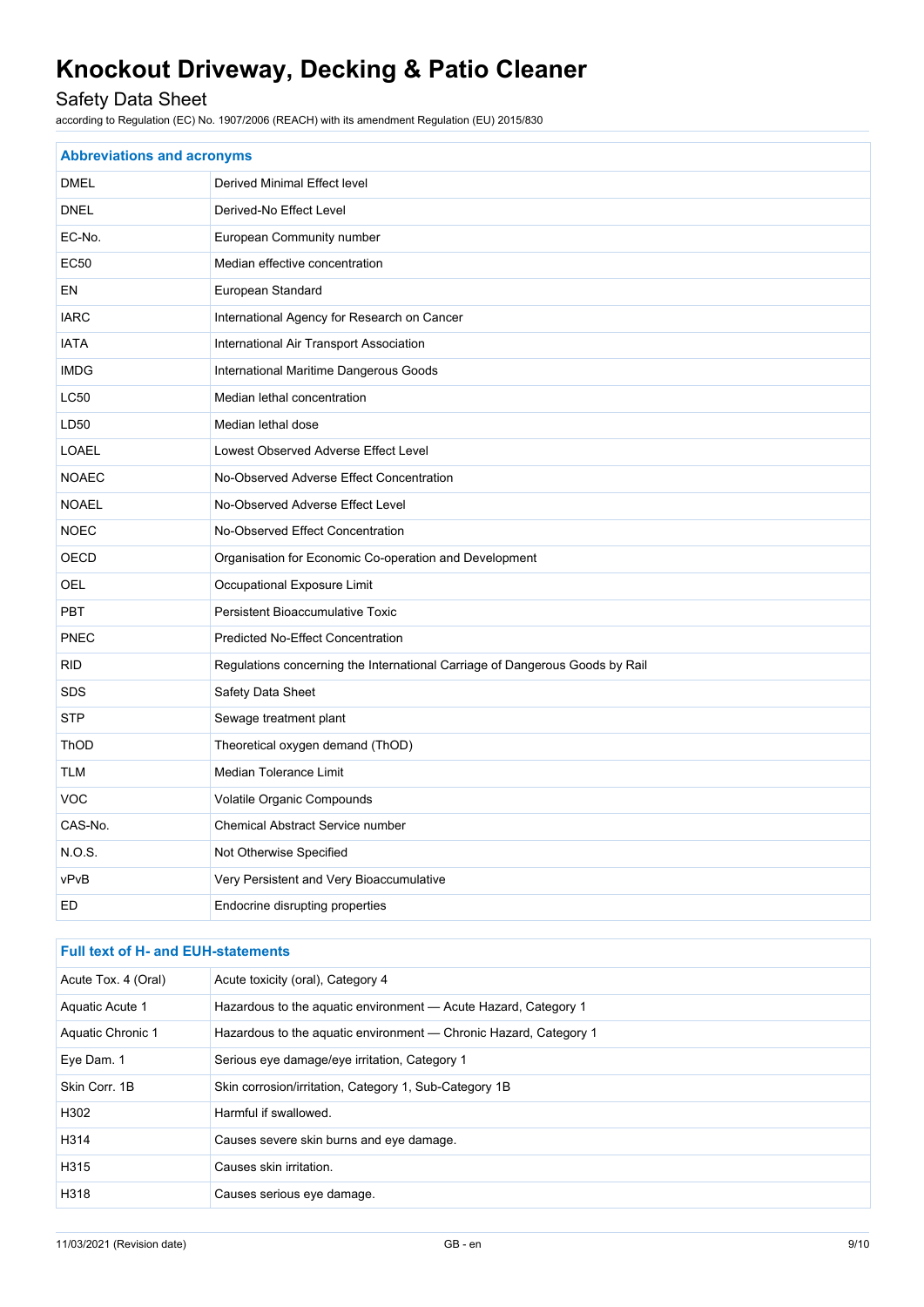| Abbreviations and acronyms | |
|---|---|
| DMEL | Derived Minimal Effect level |
| DNEL | Derived-No Effect Level |
| EC-No. | European Community number |
| EC50 | Median effective concentration |
| EN | European Standard |
| IARC | International Agency for Research on Cancer |
| IATA | International Air Transport Association |
| IMDG | International Maritime Dangerous Goods |
| LC50 | Median lethal concentration |
| LD50 | Median lethal dose |
| LOAEL | Lowest Observed Adverse Effect Level |
| NOAEC | No-Observed Adverse Effect Concentration |
| NOAEL | No-Observed Adverse Effect Level |
| NOEC | No-Observed Effect Concentration |
| OECD | Organisation for Economic Co-operation and Development |
| OEL | Occupational Exposure Limit |
| PBT | Persistent Bioaccumulative Toxic |
| PNEC | Predicted No-Effect Concentration |
| RID | Regulations concerning the International Carriage of Dangerous Goods by Rail |
| SDS | Safety Data Sheet |
| STP | Sewage treatment plant |
| ThOD | Theoretical oxygen demand (ThOD) |
| TLM | Median Tolerance Limit |
| VOC | Volatile Organic Compounds |
| CAS-No. | Chemical Abstract Service number |
| N.O.S. | Not Otherwise Specified |
| vPvB | Very Persistent and Very Bioaccumulative |
| ED | Endocrine disrupting properties |

| Full text of H- and EUH-statements | |
|---|---|
| Acute Tox. 4 (Oral) | Acute toxicity (oral), Category 4 |
| Aquatic Acute 1 | Hazardous to the aquatic environment — Acute Hazard, Category 1 |
| Aquatic Chronic 1 | Hazardous to the aquatic environment — Chronic Hazard, Category 1 |
| Eye Dam. 1 | Serious eye damage/eye irritation, Category 1 |
| Skin Corr. 1B | Skin corrosion/irritation, Category 1, Sub-Category 1B |
| H302 | Harmful if swallowed. |
| H314 | Causes severe skin burns and eye damage. |
| H315 | Causes skin irritation. |
| H318 | Causes serious eye damage. |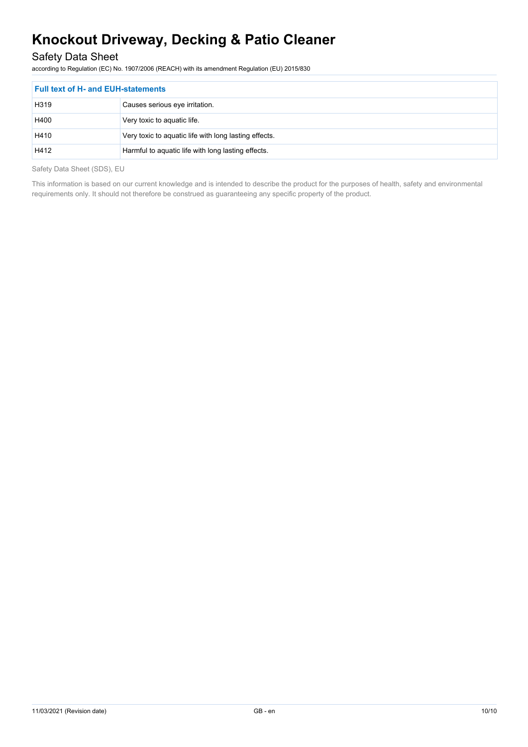| Full text of H- and EUH-statements | |
| --- | --- |
| H319 | Causes serious eye irritation. |
| H400 | Very toxic to aquatic life. |
| H410 | Very toxic to aquatic life with long lasting effects. |
| H412 | Harmful to aquatic life with long lasting effects. |

Safety Data Sheet (SDS), EU

This information is based on our current knowledge and is intended to describe the product for the purposes of health, safety and environmental requirements only. It should not therefore be construed as guaranteeing any specific property of the product.